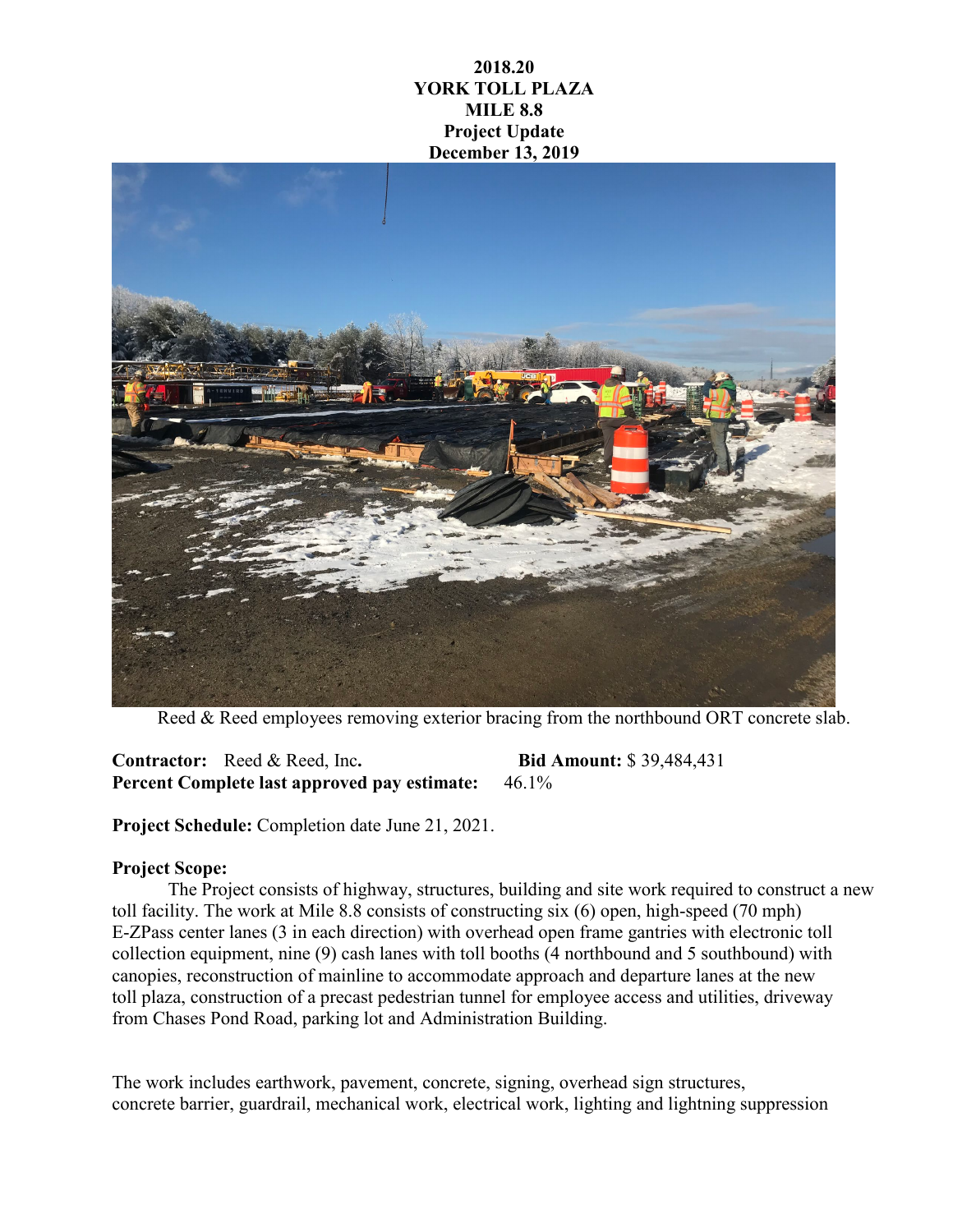**2018.20**
**YORK TOLL PLAZA**
**MILE 8.8**
**Project Update**
**December 13, 2019**

Reed & Reed employees removing exterior bracing from the northbound ORT concrete slab.

**Contractor:** Reed & Reed, Inc. **Bid Amount:** $ 39,484,431
**Percent Complete last approved pay estimate:** 46.1%

**Project Schedule:** Completion date June 21, 2021.

**Project Scope:**

The Project consists of highway, structures, building and site work required to construct a new toll facility. The work at Mile 8.8 consists of constructing six (6) open, high-speed (70 mph) E-ZPass center lanes (3 in each direction) with overhead open frame gantries with electronic toll collection equipment, nine (9) cash lanes with toll booths (4 northbound and 5 southbound) with canopies, reconstruction of mainline to accommodate approach and departure lanes at the new toll plaza, construction of a precast pedestrian tunnel for employee access and utilities, driveway from Chases Pond Road, parking lot and Administration Building.

The work includes earthwork, pavement, concrete, signing, overhead sign structures, concrete barrier, guardrail, mechanical work, electrical work, lighting and lightning suppression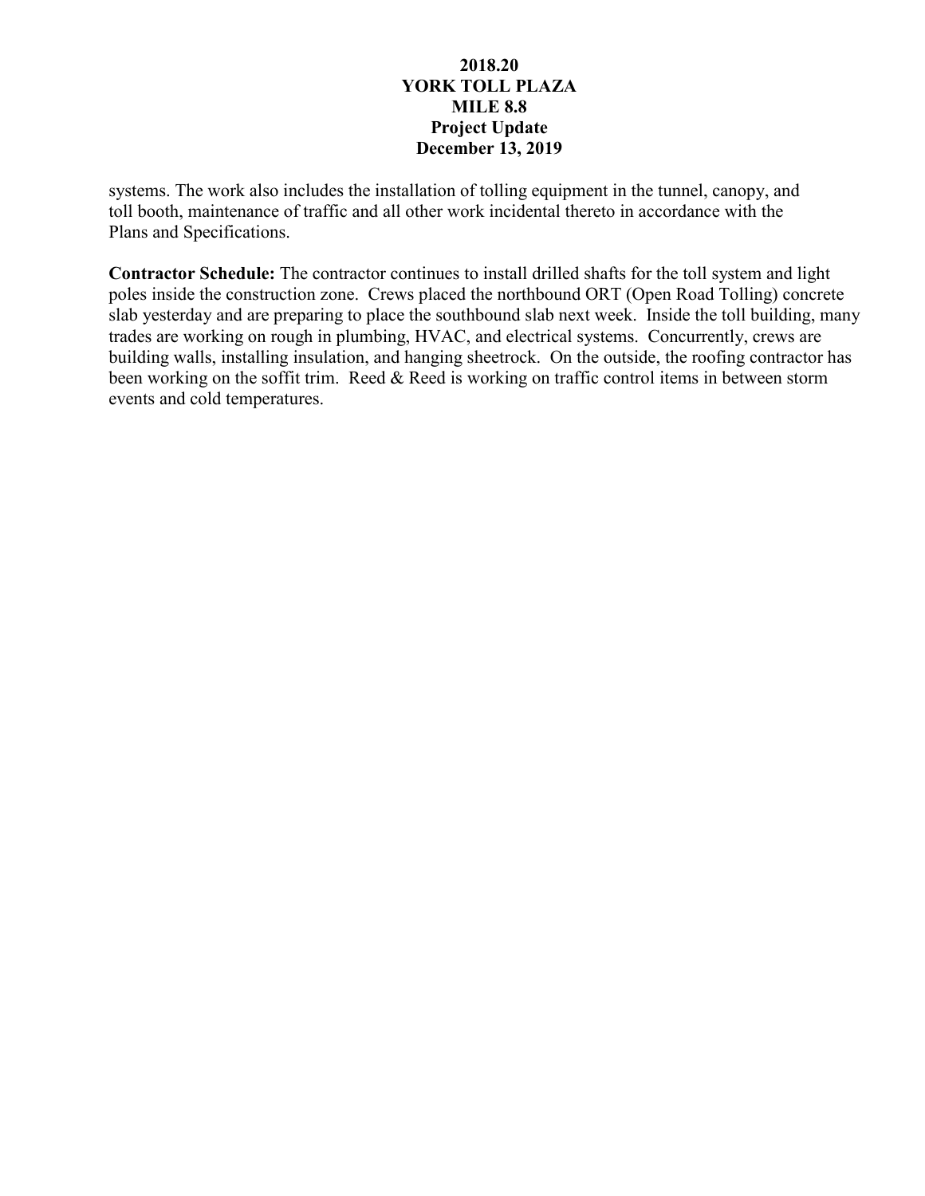systems. The work also includes the installation of tolling equipment in the tunnel, canopy, and toll booth, maintenance of traffic and all other work incidental thereto in accordance with the Plans and Specifications.

**Contractor Schedule:** The contractor continues to install drilled shafts for the toll system and light poles inside the construction zone. Crews placed the northbound ORT (Open Road Tolling) concrete slab yesterday and are preparing to place the southbound slab next week. Inside the toll building, many trades are working on rough in plumbing, HVAC, and electrical systems. Concurrently, crews are building walls, installing insulation, and hanging sheetrock. On the outside, the roofing contractor has been working on the soffit trim. Reed & Reed is working on traffic control items in between storm events and cold temperatures.